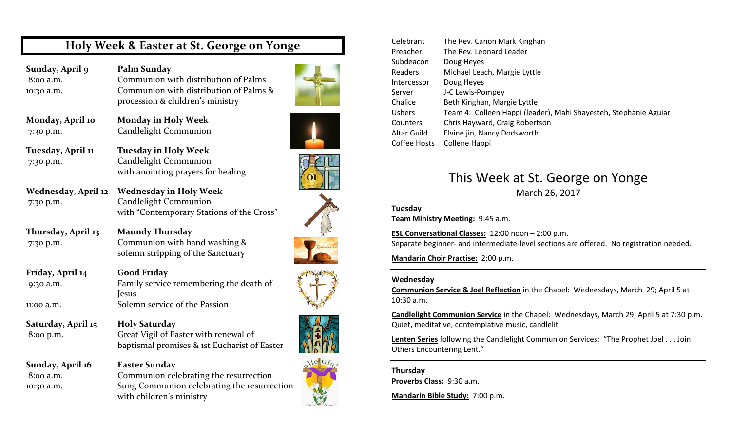# Holy Week & Easter at St. George on Yonge

**Sunday, April 9** — **Palm Sunday**
8:00 a.m. Communion with distribution of Palms
10:30 a.m. Communion with distribution of Palms & procession & children's ministry

**Monday, April 10** — **Monday in Holy Week**
7:30 p.m. Candlelight Communion

**Tuesday, April 11** — **Tuesday in Holy Week**
7:30 p.m. Candlelight Communion with anointing prayers for healing

**Wednesday, April 12** — **Wednesday in Holy Week**
7:30 p.m. Candlelight Communion with "Contemporary Stations of the Cross"

**Thursday, April 13** — **Maundy Thursday**
7:30 p.m. Communion with hand washing & solemn stripping of the Sanctuary

**Friday, April 14** — **Good Friday**
9:30 a.m. Family service remembering the death of Jesus
11:00 a.m. Solemn service of the Passion

**Saturday, April 15** — **Holy Saturday**
8:00 p.m. Great Vigil of Easter with renewal of baptismal promises & 1st Eucharist of Easter

**Sunday, April 16** — **Easter Sunday**
8:00 a.m. Communion celebrating the resurrection
10:30 a.m. Sung Communion celebrating the resurrection with children's ministry

| | |
|---|---|
| Celebrant | The Rev. Canon Mark Kinghan |
| Preacher | The Rev. Leonard Leader |
| Subdeacon | Doug Heyes |
| Readers | Michael Leach, Margie Lyttle |
| Intercessor | Doug Heyes |
| Server | J-C Lewis-Pompey |
| Chalice | Beth Kinghan, Margie Lyttle |
| Ushers | Team 4: Colleen Happi (leader), Mahi Shayesteh, Stephanie Aguiar |
| Counters | Chris Hayward, Craig Robertson |
| Altar Guild | Elvine jin, Nancy Dodsworth |
| Coffee Hosts | Collene Happi |

# This Week at St. George on Yonge

March 26, 2017

**Tuesday**

**Team Ministry Meeting:** 9:45 a.m.

**ESL Conversational Classes:** 12:00 noon – 2:00 p.m.
Separate beginner- and intermediate-level sections are offered. No registration needed.

**Mandarin Choir Practise:** 2:00 p.m.

---

**Wednesday**

**Communion Service & Joel Reflection** in the Chapel: Wednesdays, March 29; April 5 at 10:30 a.m.

**Candlelight Communion Service** in the Chapel: Wednesdays, March 29; April 5 at 7:30 p.m.
Quiet, meditative, contemplative music, candlelit

**Lenten Series** following the Candlelight Communion Services: "The Prophet Joel . . . Join Others Encountering Lent."

---

**Thursday**

**Proverbs Class:** 9:30 a.m.

**Mandarin Bible Study:** 7:00 p.m.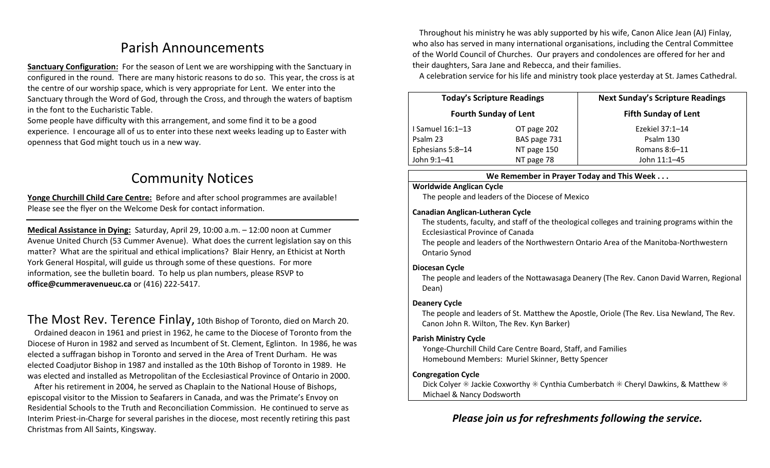# Parish Announcements

**Sanctuary Configuration:** For the season of Lent we are worshipping with the Sanctuary in configured in the round. There are many historic reasons to do so. This year, the cross is at the centre of our worship space, which is very appropriate for Lent. We enter into the Sanctuary through the Word of God, through the Cross, and through the waters of baptism in the font to the Eucharistic Table.

Some people have difficulty with this arrangement, and some find it to be a good experience. I encourage all of us to enter into these next weeks leading up to Easter with openness that God might touch us in a new way.

# Community Notices

**Yonge Churchill Child Care Centre:** Before and after school programmes are available! Please see the flyer on the Welcome Desk for contact information.

---

**Medical Assistance in Dying:** Saturday, April 29, 10:00 a.m. – 12:00 noon at Cummer Avenue United Church (53 Cummer Avenue). What does the current legislation say on this matter? What are the spiritual and ethical implications? Blair Henry, an Ethicist at North York General Hospital, will guide us through some of these questions. For more information, see the bulletin board. To help us plan numbers, please RSVP to **office@cummeravenueuc.ca** or (416) 222-5417.

## The Most Rev. Terence Finlay, 10th Bishop of Toronto, died on March 20.

Ordained deacon in 1961 and priest in 1962, he came to the Diocese of Toronto from the Diocese of Huron in 1982 and served as Incumbent of St. Clement, Eglinton. In 1986, he was elected a suffragan bishop in Toronto and served in the Area of Trent Durham. He was elected Coadjutor Bishop in 1987 and installed as the 10th Bishop of Toronto in 1989. He was elected and installed as Metropolitan of the Ecclesiastical Province of Ontario in 2000.

After his retirement in 2004, he served as Chaplain to the National House of Bishops, episcopal visitor to the Mission to Seafarers in Canada, and was the Primate's Envoy on Residential Schools to the Truth and Reconciliation Commission. He continued to serve as Interim Priest-in-Charge for several parishes in the diocese, most recently retiring this past Christmas from All Saints, Kingsway.

Throughout his ministry he was ably supported by his wife, Canon Alice Jean (AJ) Finlay, who also has served in many international organisations, including the Central Committee of the World Council of Churches. Our prayers and condolences are offered for her and their daughters, Sara Jane and Rebecca, and their families.

A celebration service for his life and ministry took place yesterday at St. James Cathedral.

| **Today's Scripture Readings** | | **Next Sunday's Scripture Readings** |
|---|---|---|
| **Fourth Sunday of Lent** | | **Fifth Sunday of Lent** |
| I Samuel 16:1–13 | OT page 202 | Ezekiel 37:1–14 |
| Psalm 23 | BAS page 731 | Psalm 130 |
| Ephesians 5:8–14 | NT page 150 | Romans 8:6–11 |
| John 9:1–41 | NT page 78 | John 11:1–45 |

**We Remember in Prayer Today and This Week . . .**

**Worldwide Anglican Cycle**
The people and leaders of the Diocese of Mexico

**Canadian Anglican-Lutheran Cycle**
The students, faculty, and staff of the theological colleges and training programs within the Ecclesiastical Province of Canada
The people and leaders of the Northwestern Ontario Area of the Manitoba-Northwestern Ontario Synod

**Diocesan Cycle**
The people and leaders of the Nottawasaga Deanery (The Rev. Canon David Warren, Regional Dean)

**Deanery Cycle**
The people and leaders of St. Matthew the Apostle, Oriole (The Rev. Lisa Newland, The Rev. Canon John R. Wilton, The Rev. Kyn Barker)

**Parish Ministry Cycle**
Yonge-Churchill Child Care Centre Board, Staff, and Families
Homebound Members: Muriel Skinner, Betty Spencer

**Congregation Cycle**
Dick Colyer ✳ Jackie Coxworthy ✳ Cynthia Cumberbatch ✳ Cheryl Dawkins, & Matthew ✳ Michael & Nancy Dodsworth

***Please join us for refreshments following the service.***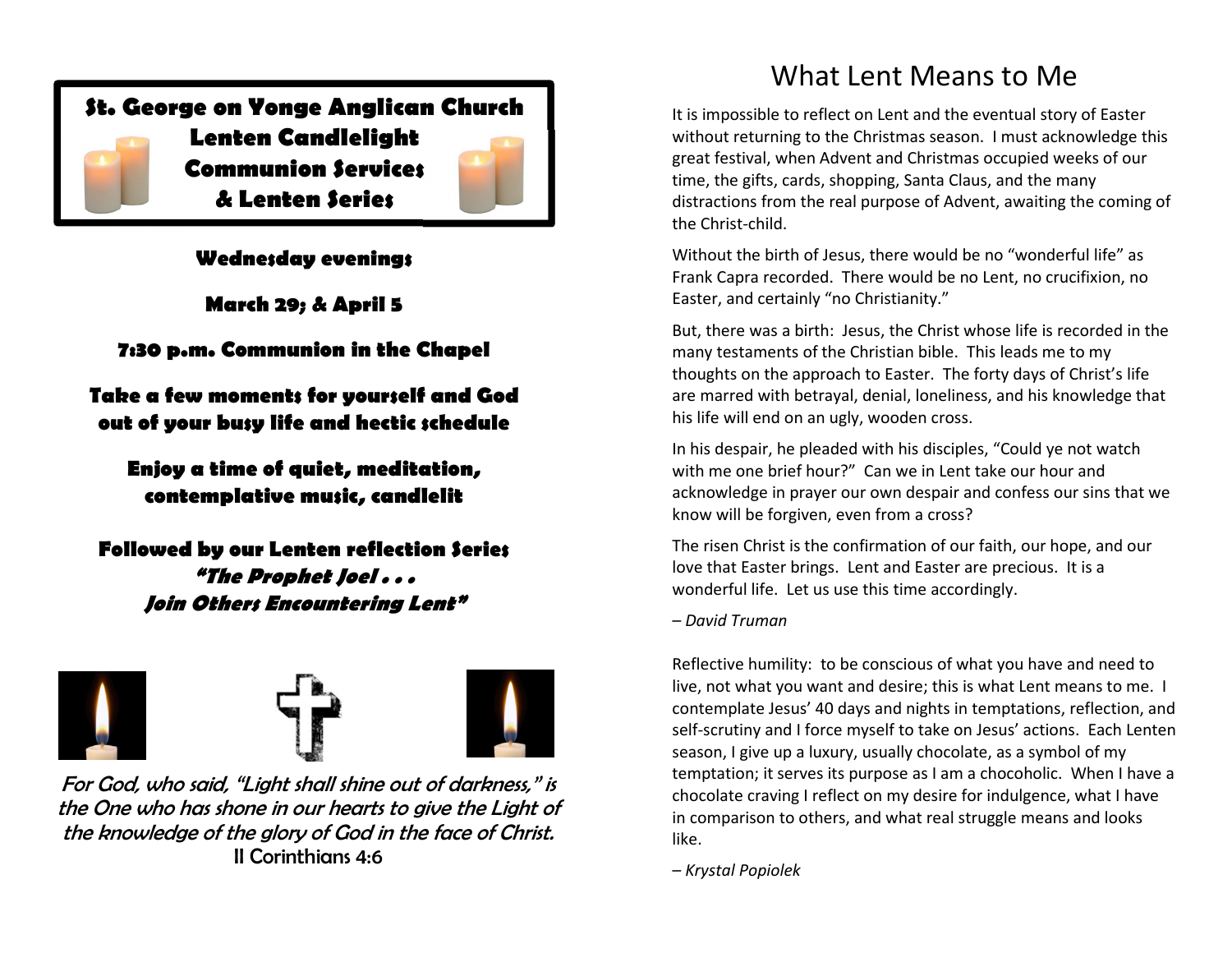**St. George on Yonge Anglican Church**
**Lenten Candlelight**
**Communion Services**
**& Lenten Series**

**Wednesday evenings**

**March 29; & April 5**

**7:30 p.m. Communion in the Chapel**

**Take a few moments for yourself and God out of your busy life and hectic schedule**

**Enjoy a time of quiet, meditation, contemplative music, candlelit**

**Followed by our Lenten reflection Series**
***"The Prophet Joel . . .***
***Join Others Encountering Lent"***

*For God, who said, "Light shall shine out of darkness," is the One who has shone in our hearts to give the Light of the knowledge of the glory of God in the face of Christ.*
II Corinthians 4:6

# What Lent Means to Me

It is impossible to reflect on Lent and the eventual story of Easter without returning to the Christmas season. I must acknowledge this great festival, when Advent and Christmas occupied weeks of our time, the gifts, cards, shopping, Santa Claus, and the many distractions from the real purpose of Advent, awaiting the coming of the Christ-child.

Without the birth of Jesus, there would be no "wonderful life" as Frank Capra recorded. There would be no Lent, no crucifixion, no Easter, and certainly "no Christianity."

But, there was a birth: Jesus, the Christ whose life is recorded in the many testaments of the Christian bible. This leads me to my thoughts on the approach to Easter. The forty days of Christ's life are marred with betrayal, denial, loneliness, and his knowledge that his life will end on an ugly, wooden cross.

In his despair, he pleaded with his disciples, "Could ye not watch with me one brief hour?" Can we in Lent take our hour and acknowledge in prayer our own despair and confess our sins that we know will be forgiven, even from a cross?

The risen Christ is the confirmation of our faith, our hope, and our love that Easter brings. Lent and Easter are precious. It is a wonderful life. Let us use this time accordingly.

*– David Truman*

Reflective humility: to be conscious of what you have and need to live, not what you want and desire; this is what Lent means to me. I contemplate Jesus' 40 days and nights in temptations, reflection, and self-scrutiny and I force myself to take on Jesus' actions. Each Lenten season, I give up a luxury, usually chocolate, as a symbol of my temptation; it serves its purpose as I am a chocoholic. When I have a chocolate craving I reflect on my desire for indulgence, what I have in comparison to others, and what real struggle means and looks like.

*– Krystal Popiolek*